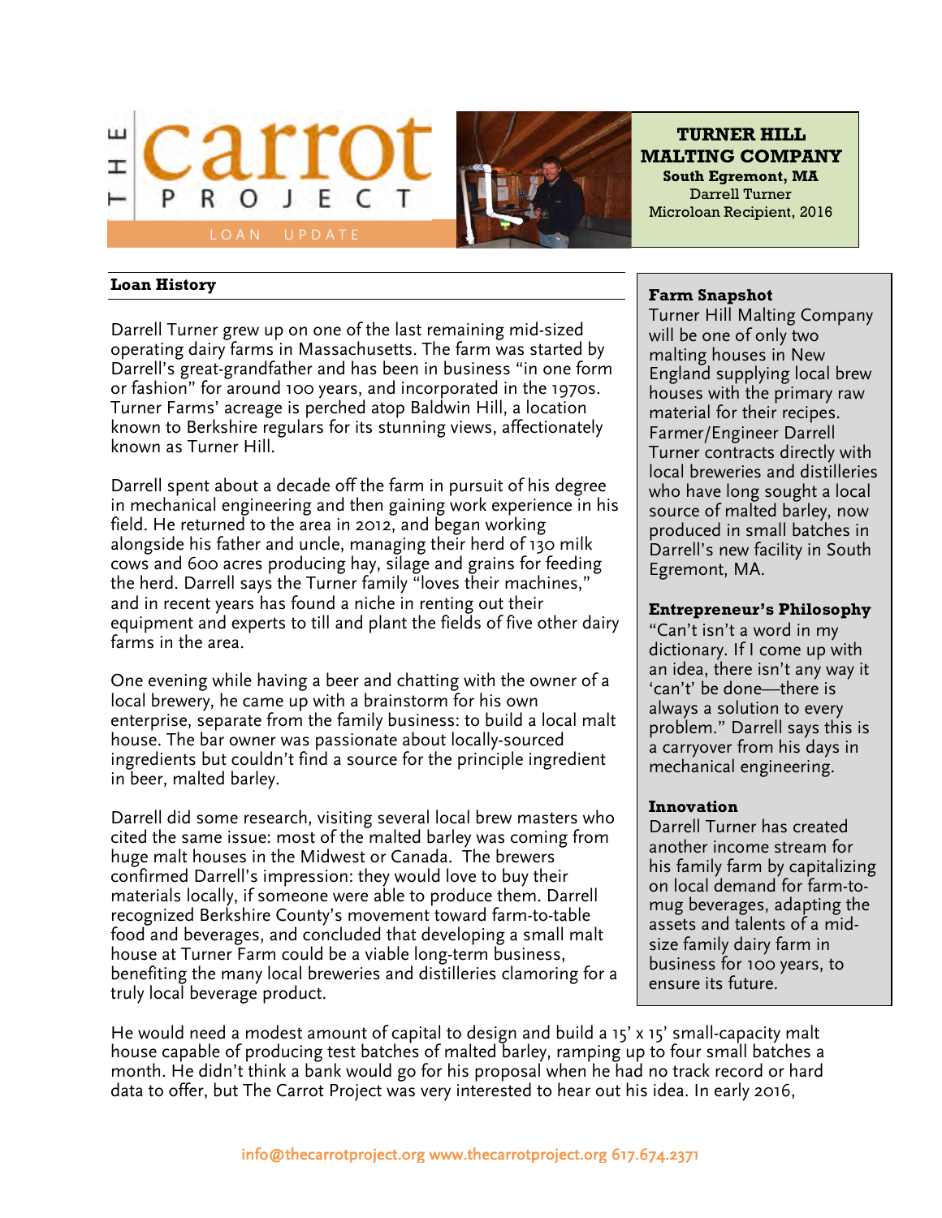# THE carrot PROJECT

LOAN UPDATE

**TURNER HILL MALTING COMPANY**
**South Egremont, MA**
Darrell Turner
Microloan Recipient, 2016

## Loan History

Darrell Turner grew up on one of the last remaining mid-sized operating dairy farms in Massachusetts. The farm was started by Darrell's great-grandfather and has been in business "in one form or fashion" for around 100 years, and incorporated in the 1970s. Turner Farms' acreage is perched atop Baldwin Hill, a location known to Berkshire regulars for its stunning views, affectionately known as Turner Hill.

Darrell spent about a decade off the farm in pursuit of his degree in mechanical engineering and then gaining work experience in his field. He returned to the area in 2012, and began working alongside his father and uncle, managing their herd of 130 milk cows and 600 acres producing hay, silage and grains for feeding the herd. Darrell says the Turner family "loves their machines," and in recent years has found a niche in renting out their equipment and experts to till and plant the fields of five other dairy farms in the area.

One evening while having a beer and chatting with the owner of a local brewery, he came up with a brainstorm for his own enterprise, separate from the family business: to build a local malt house. The bar owner was passionate about locally-sourced ingredients but couldn't find a source for the principle ingredient in beer, malted barley.

Darrell did some research, visiting several local brew masters who cited the same issue: most of the malted barley was coming from huge malt houses in the Midwest or Canada. The brewers confirmed Darrell's impression: they would love to buy their materials locally, if someone were able to produce them. Darrell recognized Berkshire County's movement toward farm-to-table food and beverages, and concluded that developing a small malt house at Turner Farm could be a viable long-term business, benefiting the many local breweries and distilleries clamoring for a truly local beverage product.

**Farm Snapshot**

Turner Hill Malting Company will be one of only two malting houses in New England supplying local brew houses with the primary raw material for their recipes. Farmer/Engineer Darrell Turner contracts directly with local breweries and distilleries who have long sought a local source of malted barley, now produced in small batches in Darrell's new facility in South Egremont, MA.

**Entrepreneur's Philosophy**

"Can't isn't a word in my dictionary. If I come up with an idea, there isn't any way it 'can't' be done—there is always a solution to every problem." Darrell says this is a carryover from his days in mechanical engineering.

**Innovation**

Darrell Turner has created another income stream for his family farm by capitalizing on local demand for farm-to-mug beverages, adapting the assets and talents of a mid-size family dairy farm in business for 100 years, to ensure its future.

He would need a modest amount of capital to design and build a 15' x 15' small-capacity malt house capable of producing test batches of malted barley, ramping up to four small batches a month. He didn't think a bank would go for his proposal when he had no track record or hard data to offer, but The Carrot Project was very interested to hear out his idea. In early 2016,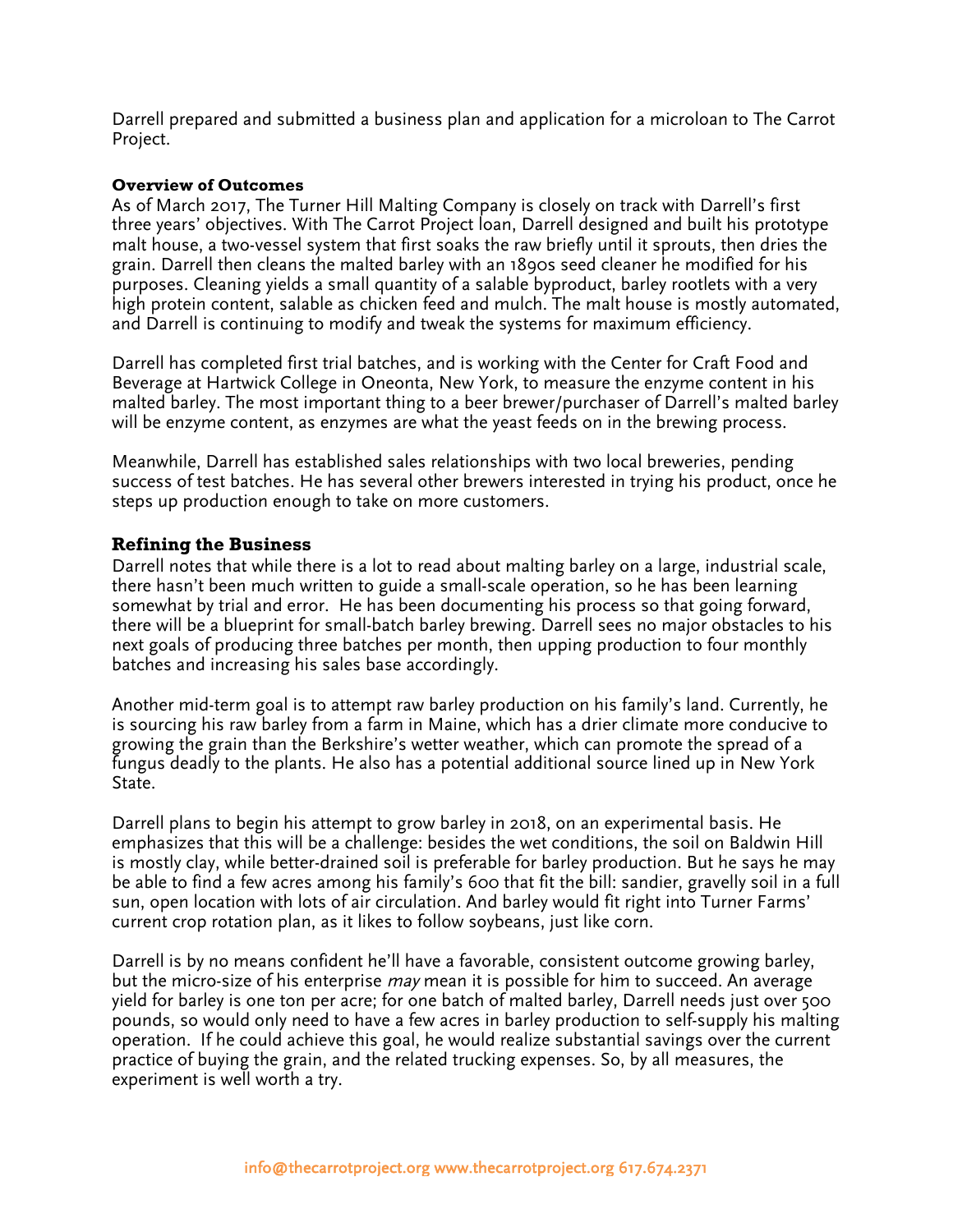Darrell prepared and submitted a business plan and application for a microloan to The Carrot Project.

### Overview of Outcomes

As of March 2017, The Turner Hill Malting Company is closely on track with Darrell's first three years' objectives. With The Carrot Project loan, Darrell designed and built his prototype malt house, a two-vessel system that first soaks the raw briefly until it sprouts, then dries the grain. Darrell then cleans the malted barley with an 1890s seed cleaner he modified for his purposes. Cleaning yields a small quantity of a salable byproduct, barley rootlets with a very high protein content, salable as chicken feed and mulch. The malt house is mostly automated, and Darrell is continuing to modify and tweak the systems for maximum efficiency.

Darrell has completed first trial batches, and is working with the Center for Craft Food and Beverage at Hartwick College in Oneonta, New York, to measure the enzyme content in his malted barley. The most important thing to a beer brewer/purchaser of Darrell's malted barley will be enzyme content, as enzymes are what the yeast feeds on in the brewing process.

Meanwhile, Darrell has established sales relationships with two local breweries, pending success of test batches. He has several other brewers interested in trying his product, once he steps up production enough to take on more customers.

## Refining the Business

Darrell notes that while there is a lot to read about malting barley on a large, industrial scale, there hasn't been much written to guide a small-scale operation, so he has been learning somewhat by trial and error. He has been documenting his process so that going forward, there will be a blueprint for small-batch barley brewing. Darrell sees no major obstacles to his next goals of producing three batches per month, then upping production to four monthly batches and increasing his sales base accordingly.

Another mid-term goal is to attempt raw barley production on his family's land. Currently, he is sourcing his raw barley from a farm in Maine, which has a drier climate more conducive to growing the grain than the Berkshire's wetter weather, which can promote the spread of a fungus deadly to the plants. He also has a potential additional source lined up in New York State.

Darrell plans to begin his attempt to grow barley in 2018, on an experimental basis. He emphasizes that this will be a challenge: besides the wet conditions, the soil on Baldwin Hill is mostly clay, while better-drained soil is preferable for barley production. But he says he may be able to find a few acres among his family's 600 that fit the bill: sandier, gravelly soil in a full sun, open location with lots of air circulation. And barley would fit right into Turner Farms' current crop rotation plan, as it likes to follow soybeans, just like corn.

Darrell is by no means confident he'll have a favorable, consistent outcome growing barley, but the micro-size of his enterprise *may* mean it is possible for him to succeed. An average yield for barley is one ton per acre; for one batch of malted barley, Darrell needs just over 500 pounds, so would only need to have a few acres in barley production to self-supply his malting operation. If he could achieve this goal, he would realize substantial savings over the current practice of buying the grain, and the related trucking expenses. So, by all measures, the experiment is well worth a try.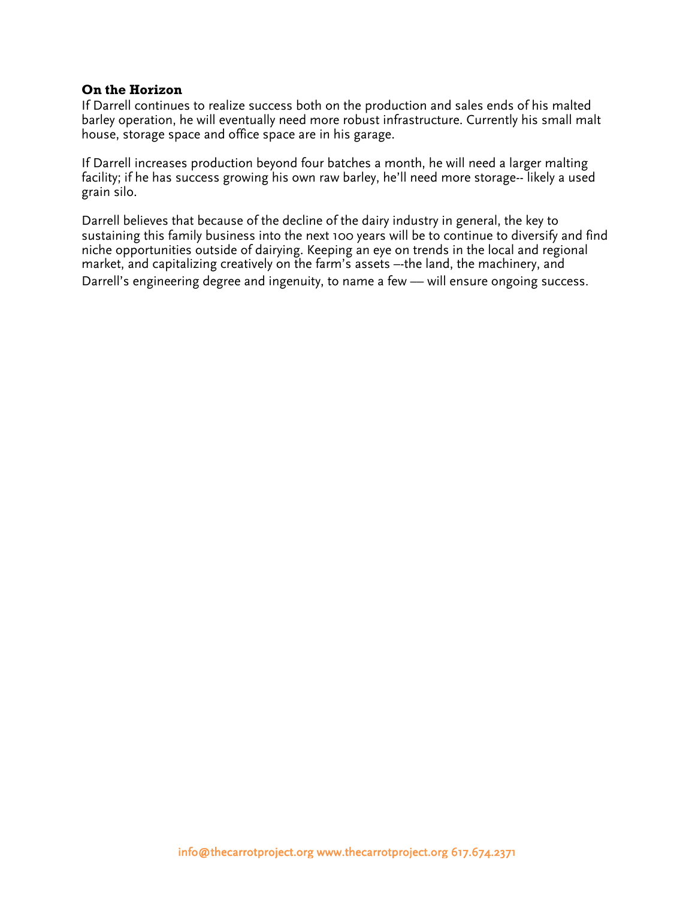### On the Horizon

If Darrell continues to realize success both on the production and sales ends of his malted barley operation, he will eventually need more robust infrastructure. Currently his small malt house, storage space and office space are in his garage.

If Darrell increases production beyond four batches a month, he will need a larger malting facility; if he has success growing his own raw barley, he'll need more storage-- likely a used grain silo.

Darrell believes that because of the decline of the dairy industry in general, the key to sustaining this family business into the next 100 years will be to continue to diversify and find niche opportunities outside of dairying. Keeping an eye on trends in the local and regional market, and capitalizing creatively on the farm's assets –-the land, the machinery, and Darrell's engineering degree and ingenuity, to name a few — will ensure ongoing success.